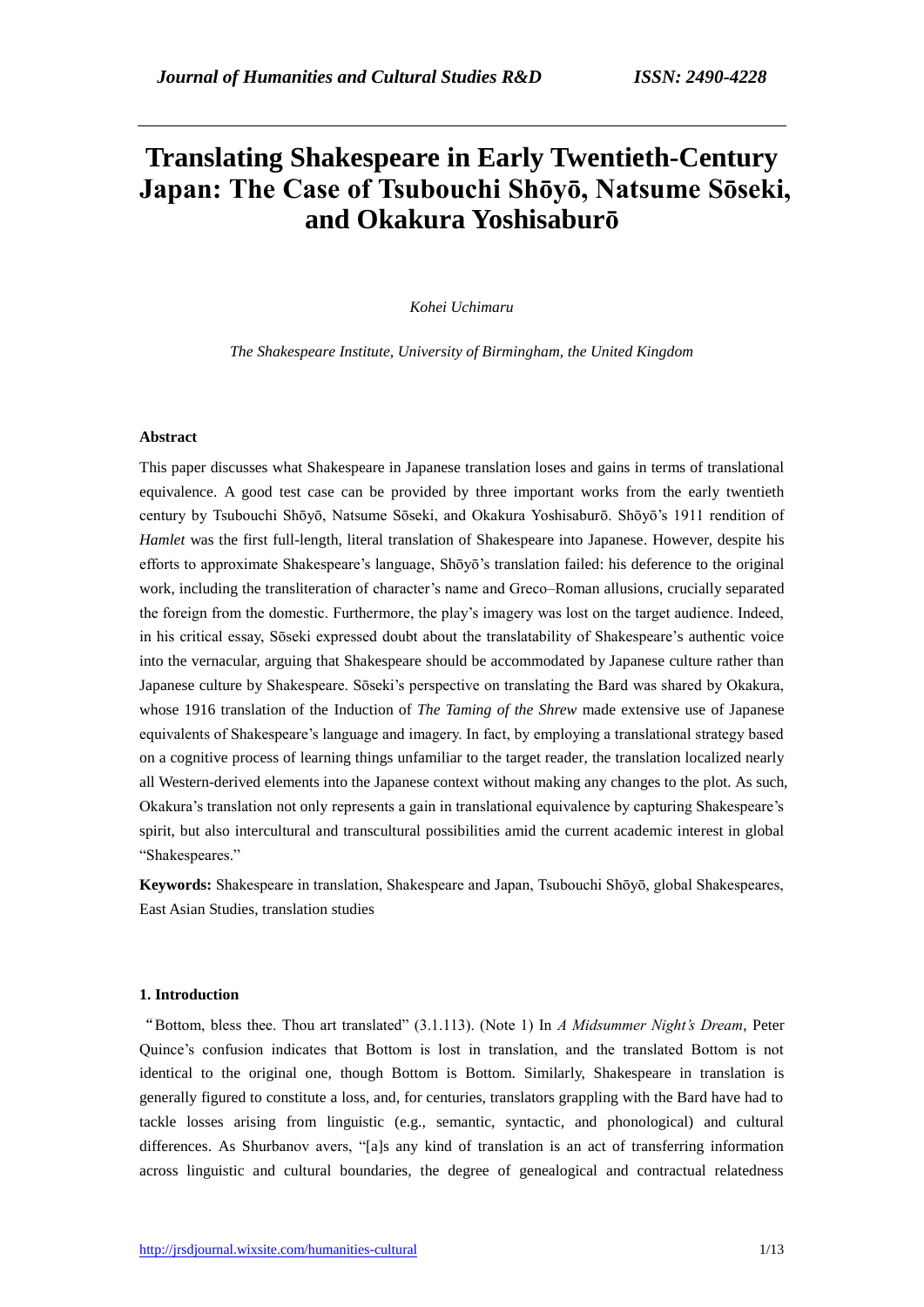# Translating Shakespeare in Early Twentieth-Century Japan: The Case of Tsubouchi Shōyō, Natsume Sōseki, and Okakura Yoshisaburō

*Kohei Uchimaru*

*The Shakespeare Institute, University of Birmingham, the United Kingdom*

## Abstract

This paper discusses what Shakespeare in Japanese translation loses and gains in terms of translational equivalence. A good test case can be provided by three important works from the early twentieth century by Tsubouchi Shōyō, Natsume Sōseki, and Okakura Yoshisaburō. Shōyō's 1911 rendition of *Hamlet* was the first full-length, literal translation of Shakespeare into Japanese. However, despite his efforts to approximate Shakespeare's language, Shōyō's translation failed: his deference to the original work, including the transliteration of character's name and Greco–Roman allusions, crucially separated the foreign from the domestic. Furthermore, the play's imagery was lost on the target audience. Indeed, in his critical essay, Sōseki expressed doubt about the translatability of Shakespeare's authentic voice into the vernacular, arguing that Shakespeare should be accommodated by Japanese culture rather than Japanese culture by Shakespeare. Sōseki's perspective on translating the Bard was shared by Okakura, whose 1916 translation of the Induction of *The Taming of the Shrew* made extensive use of Japanese equivalents of Shakespeare's language and imagery. In fact, by employing a translational strategy based on a cognitive process of learning things unfamiliar to the target reader, the translation localized nearly all Western-derived elements into the Japanese context without making any changes to the plot. As such, Okakura's translation not only represents a gain in translational equivalence by capturing Shakespeare's spirit, but also intercultural and transcultural possibilities amid the current academic interest in global "Shakespeares."

**Keywords:** Shakespeare in translation, Shakespeare and Japan, Tsubouchi Shōyō, global Shakespeares, East Asian Studies, translation studies

## 1. Introduction

"Bottom, bless thee. Thou art translated" (3.1.113). (Note 1) In *A Midsummer Night's Dream*, Peter Quince's confusion indicates that Bottom is lost in translation, and the translated Bottom is not identical to the original one, though Bottom is Bottom. Similarly, Shakespeare in translation is generally figured to constitute a loss, and, for centuries, translators grappling with the Bard have had to tackle losses arising from linguistic (e.g., semantic, syntactic, and phonological) and cultural differences. As Shurbanov avers, "[a]s any kind of translation is an act of transferring information across linguistic and cultural boundaries, the degree of genealogical and contractual relatedness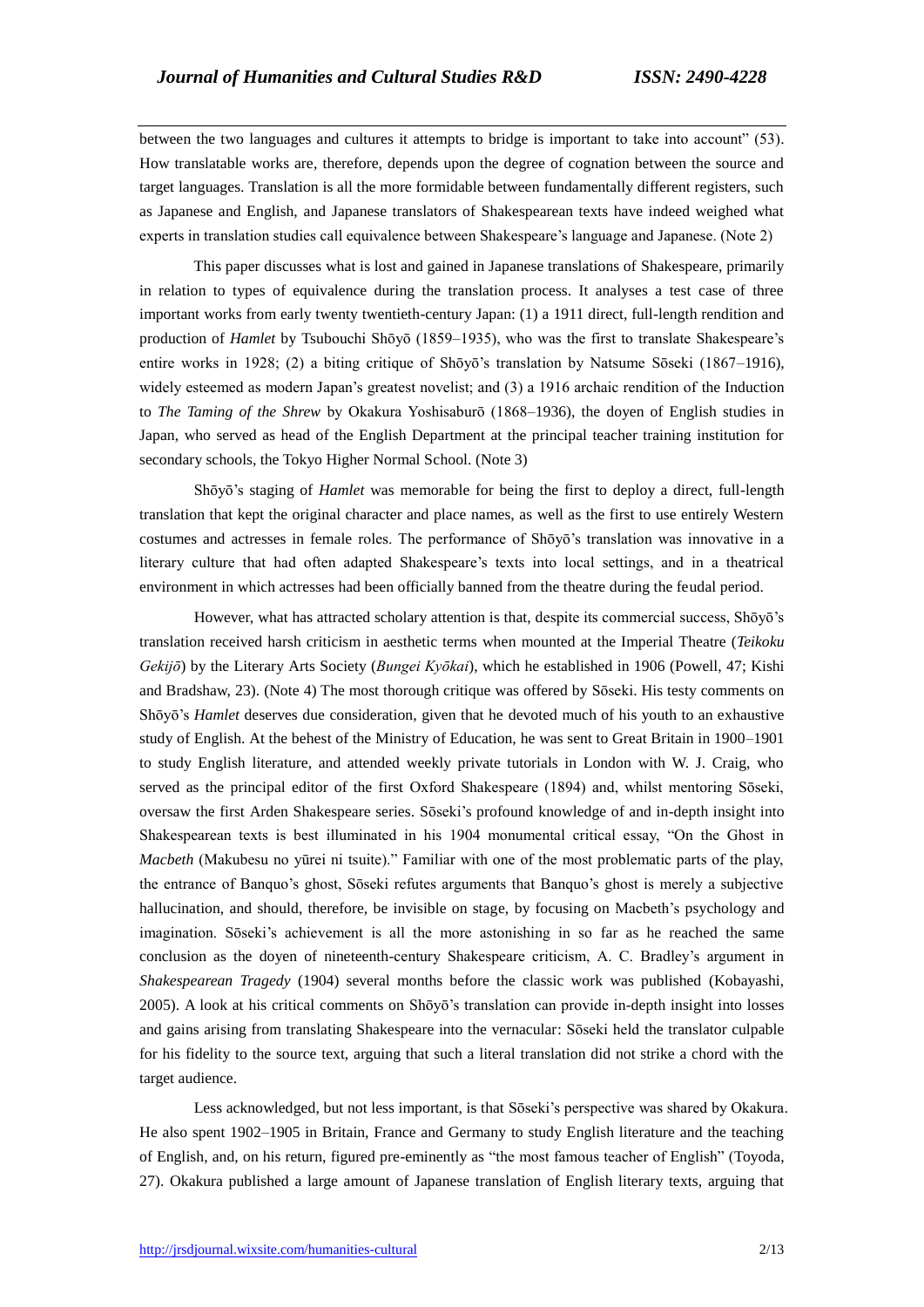between the two languages and cultures it attempts to bridge is important to take into account" (53). How translatable works are, therefore, depends upon the degree of cognation between the source and target languages. Translation is all the more formidable between fundamentally different registers, such as Japanese and English, and Japanese translators of Shakespearean texts have indeed weighed what experts in translation studies call equivalence between Shakespeare's language and Japanese. (Note 2)

This paper discusses what is lost and gained in Japanese translations of Shakespeare, primarily in relation to types of equivalence during the translation process. It analyses a test case of three important works from early twenty twentieth-century Japan: (1) a 1911 direct, full-length rendition and production of *Hamlet* by Tsubouchi Shōyō (1859–1935), who was the first to translate Shakespeare's entire works in 1928; (2) a biting critique of Shōyō's translation by Natsume Sōseki (1867–1916), widely esteemed as modern Japan's greatest novelist; and (3) a 1916 archaic rendition of the Induction to *The Taming of the Shrew* by Okakura Yoshisaburō (1868–1936), the doyen of English studies in Japan, who served as head of the English Department at the principal teacher training institution for secondary schools, the Tokyo Higher Normal School. (Note 3)

Shōyō's staging of *Hamlet* was memorable for being the first to deploy a direct, full-length translation that kept the original character and place names, as well as the first to use entirely Western costumes and actresses in female roles. The performance of Shōyō's translation was innovative in a literary culture that had often adapted Shakespeare's texts into local settings, and in a theatrical environment in which actresses had been officially banned from the theatre during the feudal period.

However, what has attracted scholary attention is that, despite its commercial success, Shōyō's translation received harsh criticism in aesthetic terms when mounted at the Imperial Theatre (*Teikoku Gekijō*) by the Literary Arts Society (*Bungei Kyōkai*), which he established in 1906 (Powell, 47; Kishi and Bradshaw, 23). (Note 4) The most thorough critique was offered by Sōseki. His testy comments on Shōyō's *Hamlet* deserves due consideration, given that he devoted much of his youth to an exhaustive study of English. At the behest of the Ministry of Education, he was sent to Great Britain in 1900–1901 to study English literature, and attended weekly private tutorials in London with W. J. Craig, who served as the principal editor of the first Oxford Shakespeare (1894) and, whilst mentoring Sōseki, oversaw the first Arden Shakespeare series. Sōseki's profound knowledge of and in-depth insight into Shakespearean texts is best illuminated in his 1904 monumental critical essay, "On the Ghost in *Macbeth* (Makubesu no yūrei ni tsuite)." Familiar with one of the most problematic parts of the play, the entrance of Banquo's ghost, Sōseki refutes arguments that Banquo's ghost is merely a subjective hallucination, and should, therefore, be invisible on stage, by focusing on Macbeth's psychology and imagination. Sōseki's achievement is all the more astonishing in so far as he reached the same conclusion as the doyen of nineteenth-century Shakespeare criticism, A. C. Bradley's argument in *Shakespearean Tragedy* (1904) several months before the classic work was published (Kobayashi, 2005). A look at his critical comments on Shōyō's translation can provide in-depth insight into losses and gains arising from translating Shakespeare into the vernacular: Sōseki held the translator culpable for his fidelity to the source text, arguing that such a literal translation did not strike a chord with the target audience.

Less acknowledged, but not less important, is that Sōseki's perspective was shared by Okakura. He also spent 1902–1905 in Britain, France and Germany to study English literature and the teaching of English, and, on his return, figured pre-eminently as "the most famous teacher of English" (Toyoda, 27). Okakura published a large amount of Japanese translation of English literary texts, arguing that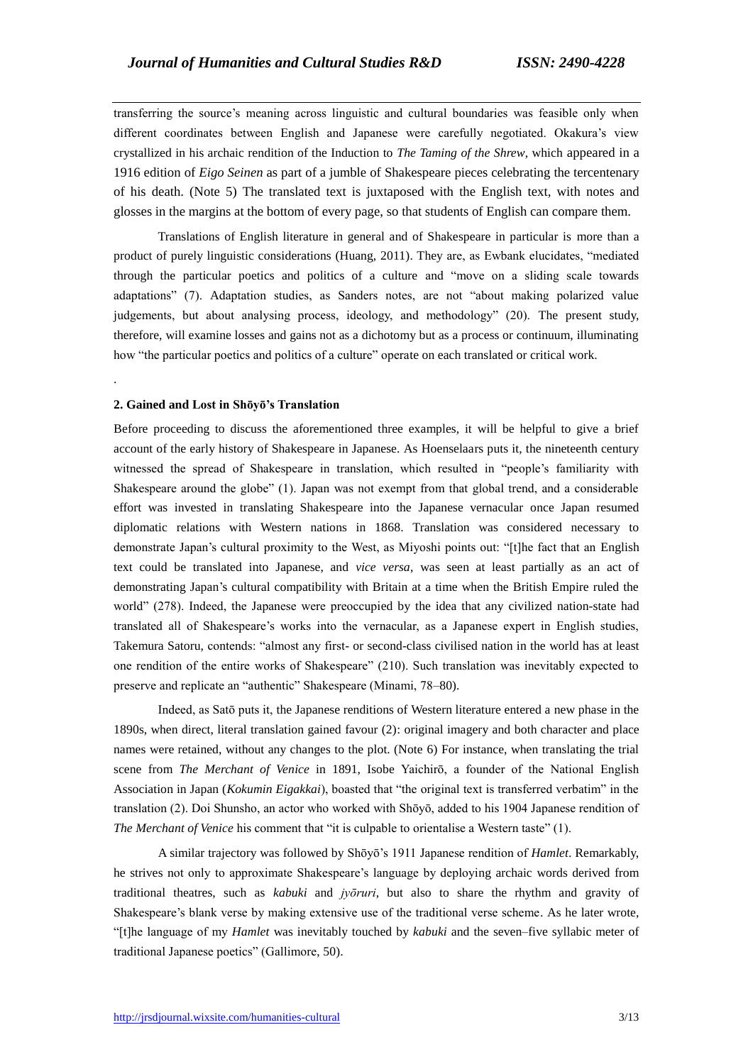transferring the source's meaning across linguistic and cultural boundaries was feasible only when different coordinates between English and Japanese were carefully negotiated. Okakura's view crystallized in his archaic rendition of the Induction to *The Taming of the Shrew*, which appeared in a 1916 edition of *Eigo Seinen* as part of a jumble of Shakespeare pieces celebrating the tercentenary of his death. (Note 5) The translated text is juxtaposed with the English text, with notes and glosses in the margins at the bottom of every page, so that students of English can compare them.

Translations of English literature in general and of Shakespeare in particular is more than a product of purely linguistic considerations (Huang, 2011). They are, as Ewbank elucidates, "mediated through the particular poetics and politics of a culture and "move on a sliding scale towards adaptations" (7). Adaptation studies, as Sanders notes, are not "about making polarized value judgements, but about analysing process, ideology, and methodology" (20). The present study, therefore, will examine losses and gains not as a dichotomy but as a process or continuum, illuminating how "the particular poetics and politics of a culture" operate on each translated or critical work.

.

## 2. Gained and Lost in Shōyō's Translation

Before proceeding to discuss the aforementioned three examples, it will be helpful to give a brief account of the early history of Shakespeare in Japanese. As Hoenselaars puts it, the nineteenth century witnessed the spread of Shakespeare in translation, which resulted in "people's familiarity with Shakespeare around the globe" (1). Japan was not exempt from that global trend, and a considerable effort was invested in translating Shakespeare into the Japanese vernacular once Japan resumed diplomatic relations with Western nations in 1868. Translation was considered necessary to demonstrate Japan's cultural proximity to the West, as Miyoshi points out: "[t]he fact that an English text could be translated into Japanese, and *vice versa*, was seen at least partially as an act of demonstrating Japan's cultural compatibility with Britain at a time when the British Empire ruled the world" (278). Indeed, the Japanese were preoccupied by the idea that any civilized nation-state had translated all of Shakespeare's works into the vernacular, as a Japanese expert in English studies, Takemura Satoru, contends: "almost any first- or second-class civilised nation in the world has at least one rendition of the entire works of Shakespeare" (210). Such translation was inevitably expected to preserve and replicate an "authentic" Shakespeare (Minami, 78–80).

Indeed, as Satō puts it, the Japanese renditions of Western literature entered a new phase in the 1890s, when direct, literal translation gained favour (2): original imagery and both character and place names were retained, without any changes to the plot. (Note 6) For instance, when translating the trial scene from *The Merchant of Venice* in 1891, Isobe Yaichirō, a founder of the National English Association in Japan (*Kokumin Eigakkai*), boasted that "the original text is transferred verbatim" in the translation (2). Doi Shunsho, an actor who worked with Shōyō, added to his 1904 Japanese rendition of *The Merchant of Venice* his comment that "it is culpable to orientalise a Western taste" (1).

A similar trajectory was followed by Shōyō's 1911 Japanese rendition of *Hamlet*. Remarkably, he strives not only to approximate Shakespeare's language by deploying archaic words derived from traditional theatres, such as *kabuki* and *jyōruri*, but also to share the rhythm and gravity of Shakespeare's blank verse by making extensive use of the traditional verse scheme. As he later wrote, "[t]he language of my *Hamlet* was inevitably touched by *kabuki* and the seven–five syllabic meter of traditional Japanese poetics" (Gallimore, 50).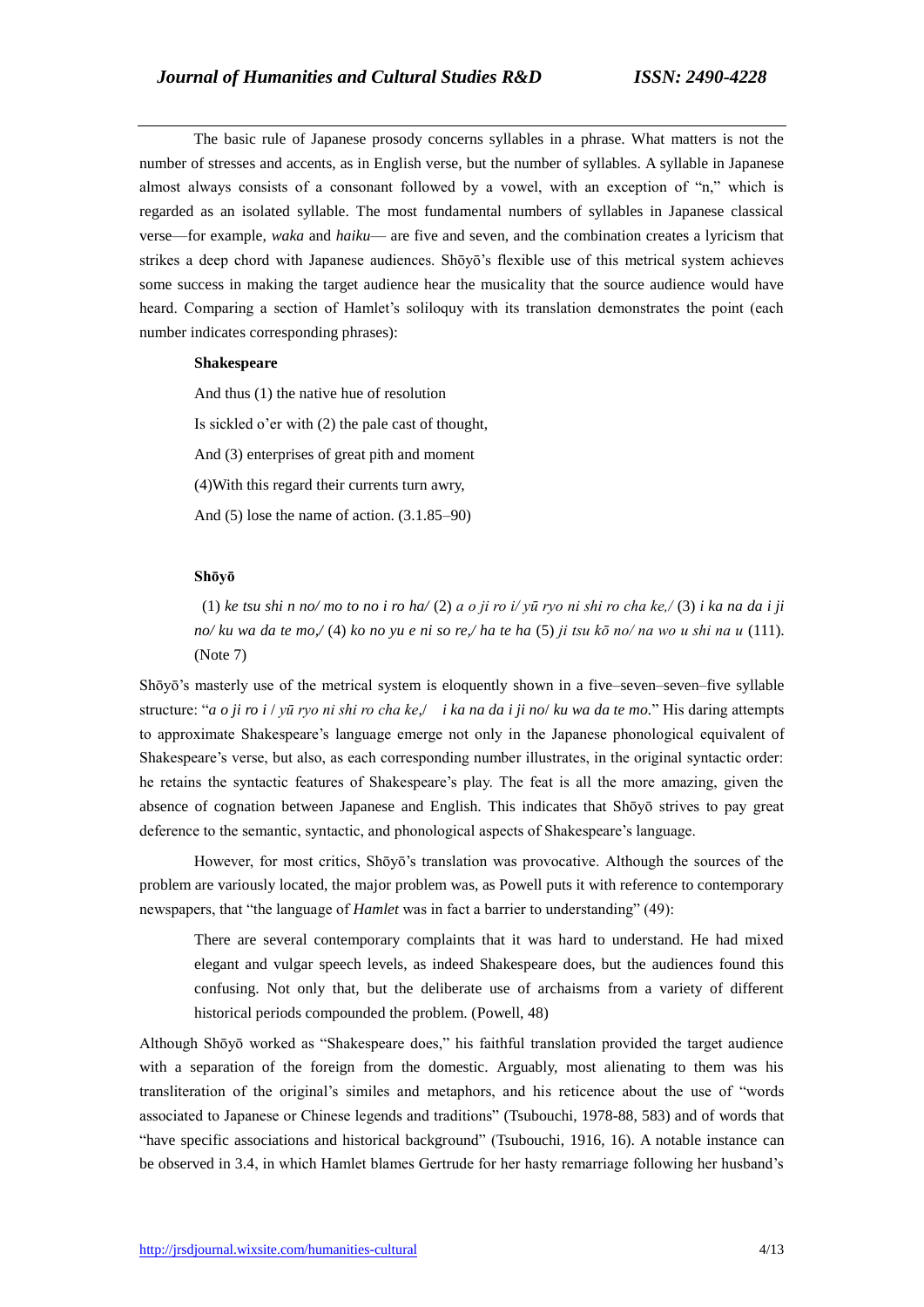The basic rule of Japanese prosody concerns syllables in a phrase. What matters is not the number of stresses and accents, as in English verse, but the number of syllables. A syllable in Japanese almost always consists of a consonant followed by a vowel, with an exception of "n," which is regarded as an isolated syllable. The most fundamental numbers of syllables in Japanese classical verse—for example, *waka* and *haiku*— are five and seven, and the combination creates a lyricism that strikes a deep chord with Japanese audiences. Shōyō's flexible use of this metrical system achieves some success in making the target audience hear the musicality that the source audience would have heard. Comparing a section of Hamlet's soliloquy with its translation demonstrates the point (each number indicates corresponding phrases):

> **Shakespeare**
>
> And thus (1) the native hue of resolution
>
> Is sickled o'er with (2) the pale cast of thought,
>
> And (3) enterprises of great pith and moment
>
> (4)With this regard their currents turn awry,
>
> And (5) lose the name of action. (3.1.85–90)

> **Shōyō**
>
> (1) *ke tsu shi n no/ mo to no i ro ha/* (2) *a o ji ro i/ yū ryo ni shi ro cha ke,/* (3) *i ka na da i ji no/ ku wa da te mo,/* (4) *ko no yu e ni so re,/ ha te ha* (5) *ji tsu kō no/ na wo u shi na u* (111). (Note 7)

Shōyō's masterly use of the metrical system is eloquently shown in a five–seven–seven–five syllable structure: "*a o ji ro i* / *yū ryo ni shi ro cha ke*,/ *i ka na da i ji no*/ *ku wa da te mo*." His daring attempts to approximate Shakespeare's language emerge not only in the Japanese phonological equivalent of Shakespeare's verse, but also, as each corresponding number illustrates, in the original syntactic order: he retains the syntactic features of Shakespeare's play. The feat is all the more amazing, given the absence of cognation between Japanese and English. This indicates that Shōyō strives to pay great deference to the semantic, syntactic, and phonological aspects of Shakespeare's language.

However, for most critics, Shōyō's translation was provocative. Although the sources of the problem are variously located, the major problem was, as Powell puts it with reference to contemporary newspapers, that "the language of *Hamlet* was in fact a barrier to understanding" (49):

> There are several contemporary complaints that it was hard to understand. He had mixed elegant and vulgar speech levels, as indeed Shakespeare does, but the audiences found this confusing. Not only that, but the deliberate use of archaisms from a variety of different historical periods compounded the problem. (Powell, 48)

Although Shōyō worked as "Shakespeare does," his faithful translation provided the target audience with a separation of the foreign from the domestic. Arguably, most alienating to them was his transliteration of the original's similes and metaphors, and his reticence about the use of "words associated to Japanese or Chinese legends and traditions" (Tsubouchi, 1978-88, 583) and of words that "have specific associations and historical background" (Tsubouchi, 1916, 16). A notable instance can be observed in 3.4, in which Hamlet blames Gertrude for her hasty remarriage following her husband's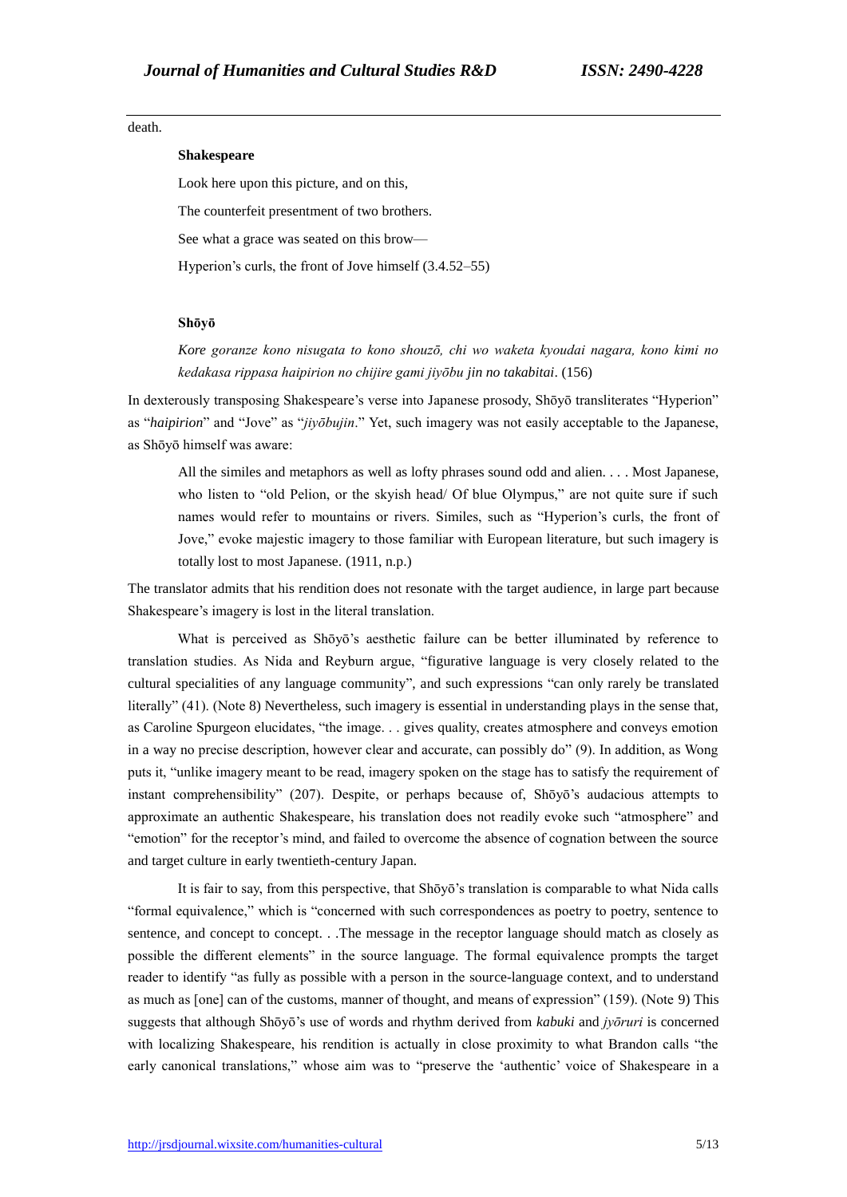death.

**Shakespeare**

Look here upon this picture, and on this,

The counterfeit presentment of two brothers.

See what a grace was seated on this brow—

Hyperion's curls, the front of Jove himself (3.4.52–55)

**Shōyō**

*Kore goranze kono nisugata to kono shouzō, chi wo waketa kyoudai nagara, kono kimi no kedakasa rippasa haipirion no chijire gami jiyōbu jin no takabitai*. (156)

In dexterously transposing Shakespeare's verse into Japanese prosody, Shōyō transliterates "Hyperion" as "*haipirion*" and "Jove" as "*jiyōbujin*." Yet, such imagery was not easily acceptable to the Japanese, as Shōyō himself was aware:

> All the similes and metaphors as well as lofty phrases sound odd and alien. . . . Most Japanese, who listen to "old Pelion, or the skyish head/ Of blue Olympus," are not quite sure if such names would refer to mountains or rivers. Similes, such as "Hyperion's curls, the front of Jove," evoke majestic imagery to those familiar with European literature, but such imagery is totally lost to most Japanese. (1911, n.p.)

The translator admits that his rendition does not resonate with the target audience, in large part because Shakespeare's imagery is lost in the literal translation.

What is perceived as Shōyō's aesthetic failure can be better illuminated by reference to translation studies. As Nida and Reyburn argue, "figurative language is very closely related to the cultural specialities of any language community", and such expressions "can only rarely be translated literally" (41). (Note 8) Nevertheless, such imagery is essential in understanding plays in the sense that, as Caroline Spurgeon elucidates, "the image. . . gives quality, creates atmosphere and conveys emotion in a way no precise description, however clear and accurate, can possibly do" (9). In addition, as Wong puts it, "unlike imagery meant to be read, imagery spoken on the stage has to satisfy the requirement of instant comprehensibility" (207). Despite, or perhaps because of, Shōyō's audacious attempts to approximate an authentic Shakespeare, his translation does not readily evoke such "atmosphere" and "emotion" for the receptor's mind, and failed to overcome the absence of cognation between the source and target culture in early twentieth-century Japan.

It is fair to say, from this perspective, that Shōyō's translation is comparable to what Nida calls "formal equivalence," which is "concerned with such correspondences as poetry to poetry, sentence to sentence, and concept to concept. . .The message in the receptor language should match as closely as possible the different elements" in the source language. The formal equivalence prompts the target reader to identify "as fully as possible with a person in the source-language context, and to understand as much as [one] can of the customs, manner of thought, and means of expression" (159). (Note 9) This suggests that although Shōyō's use of words and rhythm derived from *kabuki* and *jyōruri* is concerned with localizing Shakespeare, his rendition is actually in close proximity to what Brandon calls "the early canonical translations," whose aim was to "preserve the 'authentic' voice of Shakespeare in a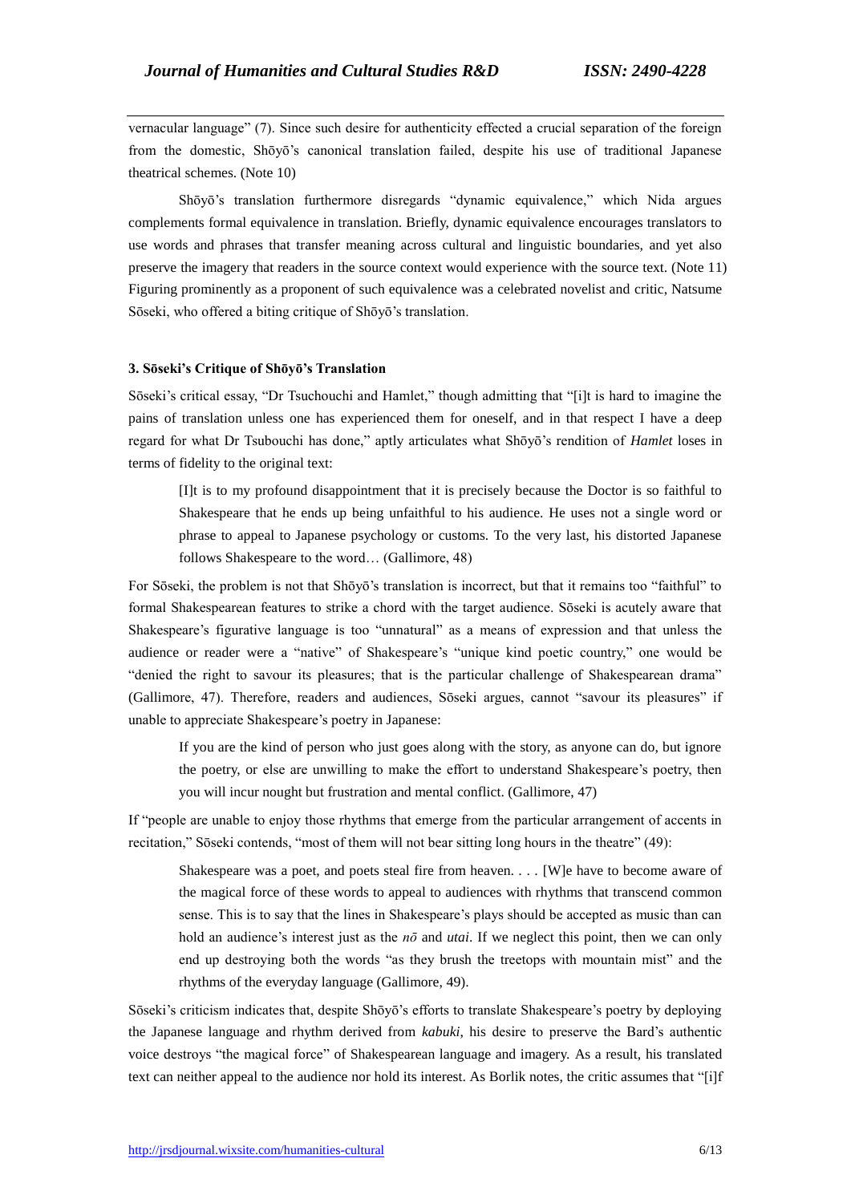vernacular language" (7). Since such desire for authenticity effected a crucial separation of the foreign from the domestic, Shōyō's canonical translation failed, despite his use of traditional Japanese theatrical schemes. (Note 10)

Shōyō's translation furthermore disregards "dynamic equivalence," which Nida argues complements formal equivalence in translation. Briefly, dynamic equivalence encourages translators to use words and phrases that transfer meaning across cultural and linguistic boundaries, and yet also preserve the imagery that readers in the source context would experience with the source text. (Note 11) Figuring prominently as a proponent of such equivalence was a celebrated novelist and critic, Natsume Sōseki, who offered a biting critique of Shōyō's translation.

### 3. Sōseki's Critique of Shōyō's Translation

Sōseki's critical essay, "Dr Tsuchouchi and Hamlet," though admitting that "[i]t is hard to imagine the pains of translation unless one has experienced them for oneself, and in that respect I have a deep regard for what Dr Tsubouchi has done," aptly articulates what Shōyō's rendition of *Hamlet* loses in terms of fidelity to the original text:

> [I]t is to my profound disappointment that it is precisely because the Doctor is so faithful to Shakespeare that he ends up being unfaithful to his audience. He uses not a single word or phrase to appeal to Japanese psychology or customs. To the very last, his distorted Japanese follows Shakespeare to the word… (Gallimore, 48)

For Sōseki, the problem is not that Shōyō's translation is incorrect, but that it remains too "faithful" to formal Shakespearean features to strike a chord with the target audience. Sōseki is acutely aware that Shakespeare's figurative language is too "unnatural" as a means of expression and that unless the audience or reader were a "native" of Shakespeare's "unique kind poetic country," one would be "denied the right to savour its pleasures; that is the particular challenge of Shakespearean drama" (Gallimore, 47). Therefore, readers and audiences, Sōseki argues, cannot "savour its pleasures" if unable to appreciate Shakespeare's poetry in Japanese:

> If you are the kind of person who just goes along with the story, as anyone can do, but ignore the poetry, or else are unwilling to make the effort to understand Shakespeare's poetry, then you will incur nought but frustration and mental conflict. (Gallimore, 47)

If "people are unable to enjoy those rhythms that emerge from the particular arrangement of accents in recitation," Sōseki contends, "most of them will not bear sitting long hours in the theatre" (49):

> Shakespeare was a poet, and poets steal fire from heaven. . . . [W]e have to become aware of the magical force of these words to appeal to audiences with rhythms that transcend common sense. This is to say that the lines in Shakespeare's plays should be accepted as music than can hold an audience's interest just as the *nō* and *utai*. If we neglect this point, then we can only end up destroying both the words "as they brush the treetops with mountain mist" and the rhythms of the everyday language (Gallimore, 49).

Sōseki's criticism indicates that, despite Shōyō's efforts to translate Shakespeare's poetry by deploying the Japanese language and rhythm derived from *kabuki*, his desire to preserve the Bard's authentic voice destroys "the magical force" of Shakespearean language and imagery. As a result, his translated text can neither appeal to the audience nor hold its interest. As Borlik notes, the critic assumes that "[i]f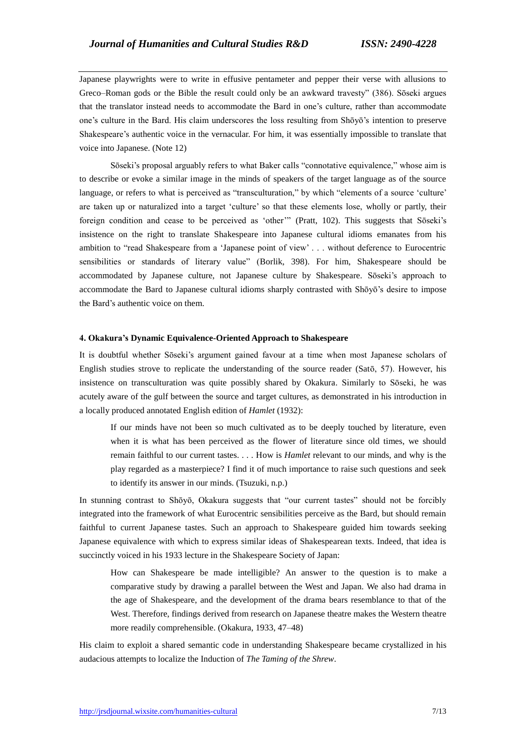Japanese playwrights were to write in effusive pentameter and pepper their verse with allusions to Greco–Roman gods or the Bible the result could only be an awkward travesty" (386). Sōseki argues that the translator instead needs to accommodate the Bard in one's culture, rather than accommodate one's culture in the Bard. His claim underscores the loss resulting from Shōyō's intention to preserve Shakespeare's authentic voice in the vernacular. For him, it was essentially impossible to translate that voice into Japanese. (Note 12)

Sōseki's proposal arguably refers to what Baker calls "connotative equivalence," whose aim is to describe or evoke a similar image in the minds of speakers of the target language as of the source language, or refers to what is perceived as "transculturation," by which "elements of a source 'culture' are taken up or naturalized into a target 'culture' so that these elements lose, wholly or partly, their foreign condition and cease to be perceived as 'other'" (Pratt, 102). This suggests that Sōseki's insistence on the right to translate Shakespeare into Japanese cultural idioms emanates from his ambition to "read Shakespeare from a 'Japanese point of view' . . . without deference to Eurocentric sensibilities or standards of literary value" (Borlik, 398). For him, Shakespeare should be accommodated by Japanese culture, not Japanese culture by Shakespeare. Sōseki's approach to accommodate the Bard to Japanese cultural idioms sharply contrasted with Shōyō's desire to impose the Bard's authentic voice on them.

#### 4. Okakura's Dynamic Equivalence-Oriented Approach to Shakespeare

It is doubtful whether Sōseki's argument gained favour at a time when most Japanese scholars of English studies strove to replicate the understanding of the source reader (Satō, 57). However, his insistence on transculturation was quite possibly shared by Okakura. Similarly to Sōseki, he was acutely aware of the gulf between the source and target cultures, as demonstrated in his introduction in a locally produced annotated English edition of *Hamlet* (1932):

> If our minds have not been so much cultivated as to be deeply touched by literature, even when it is what has been perceived as the flower of literature since old times, we should remain faithful to our current tastes. . . . How is *Hamlet* relevant to our minds, and why is the play regarded as a masterpiece? I find it of much importance to raise such questions and seek to identify its answer in our minds. (Tsuzuki, n.p.)

In stunning contrast to Shōyō, Okakura suggests that "our current tastes" should not be forcibly integrated into the framework of what Eurocentric sensibilities perceive as the Bard, but should remain faithful to current Japanese tastes. Such an approach to Shakespeare guided him towards seeking Japanese equivalence with which to express similar ideas of Shakespearean texts. Indeed, that idea is succinctly voiced in his 1933 lecture in the Shakespeare Society of Japan:

> How can Shakespeare be made intelligible? An answer to the question is to make a comparative study by drawing a parallel between the West and Japan. We also had drama in the age of Shakespeare, and the development of the drama bears resemblance to that of the West. Therefore, findings derived from research on Japanese theatre makes the Western theatre more readily comprehensible. (Okakura, 1933, 47–48)

His claim to exploit a shared semantic code in understanding Shakespeare became crystallized in his audacious attempts to localize the Induction of *The Taming of the Shrew*.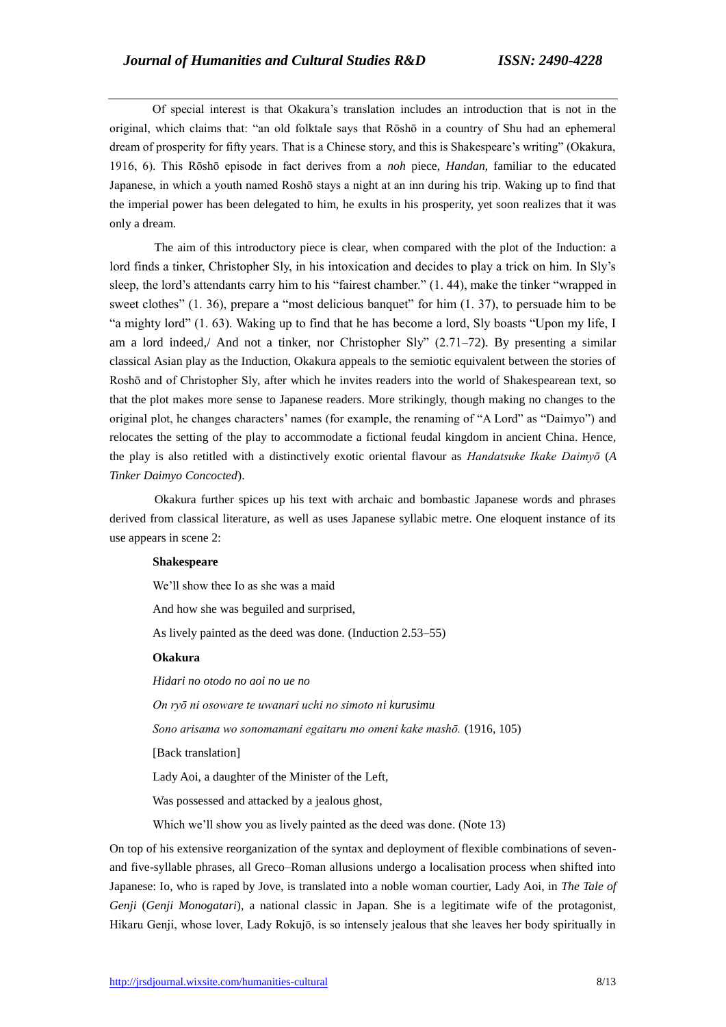Of special interest is that Okakura's translation includes an introduction that is not in the original, which claims that: "an old folktale says that Rōshō in a country of Shu had an ephemeral dream of prosperity for fifty years. That is a Chinese story, and this is Shakespeare's writing" (Okakura, 1916, 6). This Rōshō episode in fact derives from a *noh* piece, *Handan*, familiar to the educated Japanese, in which a youth named Roshō stays a night at an inn during his trip. Waking up to find that the imperial power has been delegated to him, he exults in his prosperity, yet soon realizes that it was only a dream.

The aim of this introductory piece is clear, when compared with the plot of the Induction: a lord finds a tinker, Christopher Sly, in his intoxication and decides to play a trick on him. In Sly's sleep, the lord's attendants carry him to his "fairest chamber." (1. 44), make the tinker "wrapped in sweet clothes" (1. 36), prepare a "most delicious banquet" for him (1. 37), to persuade him to be "a mighty lord" (1. 63). Waking up to find that he has become a lord, Sly boasts "Upon my life, I am a lord indeed,/ And not a tinker, nor Christopher Sly" (2.71–72). By presenting a similar classical Asian play as the Induction, Okakura appeals to the semiotic equivalent between the stories of Roshō and of Christopher Sly, after which he invites readers into the world of Shakespearean text, so that the plot makes more sense to Japanese readers. More strikingly, though making no changes to the original plot, he changes characters' names (for example, the renaming of "A Lord" as "Daimyo") and relocates the setting of the play to accommodate a fictional feudal kingdom in ancient China. Hence, the play is also retitled with a distinctively exotic oriental flavour as *Handatsuke Ikake Daimyō* (*A Tinker Daimyo Concocted*).

Okakura further spices up his text with archaic and bombastic Japanese words and phrases derived from classical literature, as well as uses Japanese syllabic metre. One eloquent instance of its use appears in scene 2:

**Shakespeare**

We'll show thee Io as she was a maid

And how she was beguiled and surprised,

As lively painted as the deed was done. (Induction 2.53–55)

**Okakura**

*Hidari no otodo no aoi no ue no*

*On ryō ni osoware te uwanari uchi no simoto ni kurusimu*

*Sono arisama wo sonomamani egaitaru mo omeni kake mashō.* (1916, 105)

[Back translation]

Lady Aoi, a daughter of the Minister of the Left,

Was possessed and attacked by a jealous ghost,

Which we'll show you as lively painted as the deed was done. (Note 13)

On top of his extensive reorganization of the syntax and deployment of flexible combinations of seven- and five-syllable phrases, all Greco–Roman allusions undergo a localisation process when shifted into Japanese: Io, who is raped by Jove, is translated into a noble woman courtier, Lady Aoi, in *The Tale of Genji* (*Genji Monogatari*), a national classic in Japan. She is a legitimate wife of the protagonist, Hikaru Genji, whose lover, Lady Rokujō, is so intensely jealous that she leaves her body spiritually in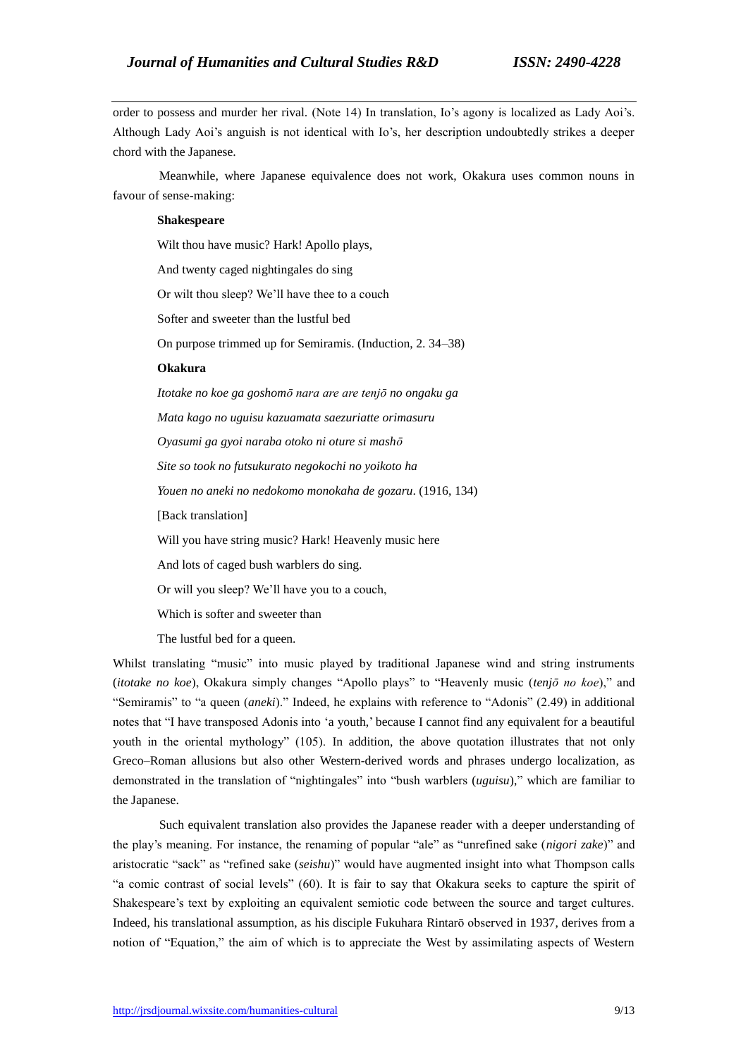order to possess and murder her rival. (Note 14) In translation, Io's agony is localized as Lady Aoi's. Although Lady Aoi's anguish is not identical with Io's, her description undoubtedly strikes a deeper chord with the Japanese.

Meanwhile, where Japanese equivalence does not work, Okakura uses common nouns in favour of sense-making:

> **Shakespeare**
>
> Wilt thou have music? Hark! Apollo plays,
>
> And twenty caged nightingales do sing
>
> Or wilt thou sleep? We'll have thee to a couch
>
> Softer and sweeter than the lustful bed
>
> On purpose trimmed up for Semiramis. (Induction, 2. 34–38)
>
> **Okakura**
>
> *Itotake no koe ga goshomō nara are are tenjō no ongaku ga*
>
> *Mata kago no uguisu kazuamata saezuriatte orimasuru*
>
> *Oyasumi ga gyoi naraba otoko ni oture si mashō*
>
> *Site so took no futsukurato negokochi no yoikoto ha*
>
> *Youen no aneki no nedokomo monokaha de gozaru*. (1916, 134)
>
> [Back translation]
>
> Will you have string music? Hark! Heavenly music here
>
> And lots of caged bush warblers do sing.
>
> Or will you sleep? We'll have you to a couch,
>
> Which is softer and sweeter than
>
> The lustful bed for a queen.

Whilst translating "music" into music played by traditional Japanese wind and string instruments (*itotake no koe*), Okakura simply changes "Apollo plays" to "Heavenly music (*tenjō no koe*)," and "Semiramis" to "a queen (*aneki*)." Indeed, he explains with reference to "Adonis" (2.49) in additional notes that "I have transposed Adonis into 'a youth,' because I cannot find any equivalent for a beautiful youth in the oriental mythology" (105). In addition, the above quotation illustrates that not only Greco–Roman allusions but also other Western-derived words and phrases undergo localization, as demonstrated in the translation of "nightingales" into "bush warblers (*uguisu*)," which are familiar to the Japanese.

Such equivalent translation also provides the Japanese reader with a deeper understanding of the play's meaning. For instance, the renaming of popular "ale" as "unrefined sake (*nigori zake*)" and aristocratic "sack" as "refined sake (*seishu*)" would have augmented insight into what Thompson calls "a comic contrast of social levels" (60). It is fair to say that Okakura seeks to capture the spirit of Shakespeare's text by exploiting an equivalent semiotic code between the source and target cultures. Indeed, his translational assumption, as his disciple Fukuhara Rintarō observed in 1937, derives from a notion of "Equation," the aim of which is to appreciate the West by assimilating aspects of Western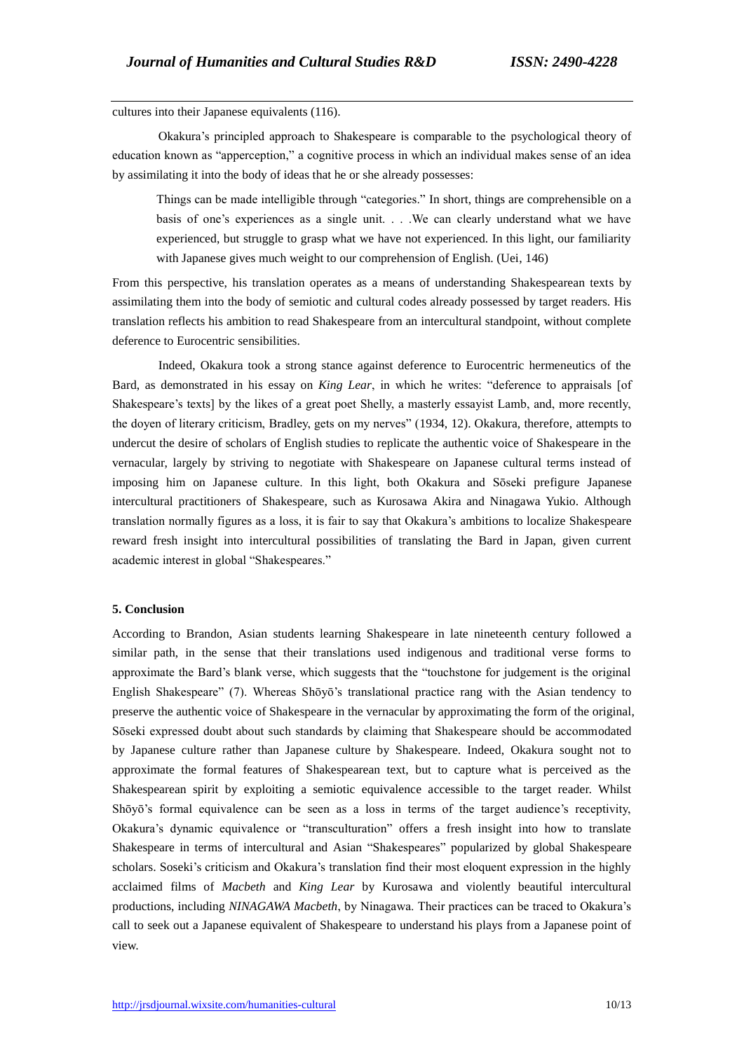cultures into their Japanese equivalents (116).

Okakura's principled approach to Shakespeare is comparable to the psychological theory of education known as "apperception," a cognitive process in which an individual makes sense of an idea by assimilating it into the body of ideas that he or she already possesses:

> Things can be made intelligible through "categories." In short, things are comprehensible on a basis of one's experiences as a single unit. . . .We can clearly understand what we have experienced, but struggle to grasp what we have not experienced. In this light, our familiarity with Japanese gives much weight to our comprehension of English. (Uei, 146)

From this perspective, his translation operates as a means of understanding Shakespearean texts by assimilating them into the body of semiotic and cultural codes already possessed by target readers. His translation reflects his ambition to read Shakespeare from an intercultural standpoint, without complete deference to Eurocentric sensibilities.

Indeed, Okakura took a strong stance against deference to Eurocentric hermeneutics of the Bard, as demonstrated in his essay on *King Lear*, in which he writes: "deference to appraisals [of Shakespeare's texts] by the likes of a great poet Shelly, a masterly essayist Lamb, and, more recently, the doyen of literary criticism, Bradley, gets on my nerves" (1934, 12). Okakura, therefore, attempts to undercut the desire of scholars of English studies to replicate the authentic voice of Shakespeare in the vernacular, largely by striving to negotiate with Shakespeare on Japanese cultural terms instead of imposing him on Japanese culture. In this light, both Okakura and Sōseki prefigure Japanese intercultural practitioners of Shakespeare, such as Kurosawa Akira and Ninagawa Yukio. Although translation normally figures as a loss, it is fair to say that Okakura's ambitions to localize Shakespeare reward fresh insight into intercultural possibilities of translating the Bard in Japan, given current academic interest in global "Shakespeares."

**5. Conclusion**

According to Brandon, Asian students learning Shakespeare in late nineteenth century followed a similar path, in the sense that their translations used indigenous and traditional verse forms to approximate the Bard's blank verse, which suggests that the "touchstone for judgement is the original English Shakespeare" (7). Whereas Shōyō's translational practice rang with the Asian tendency to preserve the authentic voice of Shakespeare in the vernacular by approximating the form of the original, Sōseki expressed doubt about such standards by claiming that Shakespeare should be accommodated by Japanese culture rather than Japanese culture by Shakespeare. Indeed, Okakura sought not to approximate the formal features of Shakespearean text, but to capture what is perceived as the Shakespearean spirit by exploiting a semiotic equivalence accessible to the target reader. Whilst Shōyō's formal equivalence can be seen as a loss in terms of the target audience's receptivity, Okakura's dynamic equivalence or "transculturation" offers a fresh insight into how to translate Shakespeare in terms of intercultural and Asian "Shakespeares" popularized by global Shakespeare scholars. Soseki's criticism and Okakura's translation find their most eloquent expression in the highly acclaimed films of *Macbeth* and *King Lear* by Kurosawa and violently beautiful intercultural productions, including *NINAGAWA Macbeth*, by Ninagawa. Their practices can be traced to Okakura's call to seek out a Japanese equivalent of Shakespeare to understand his plays from a Japanese point of view.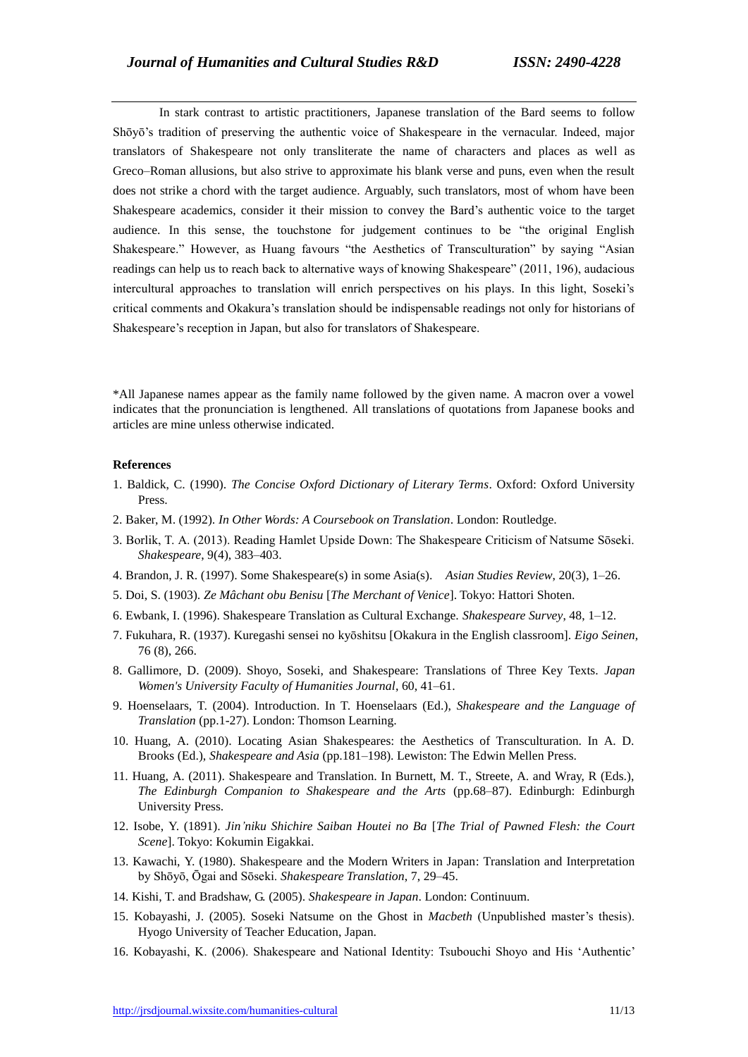In stark contrast to artistic practitioners, Japanese translation of the Bard seems to follow Shōyō's tradition of preserving the authentic voice of Shakespeare in the vernacular. Indeed, major translators of Shakespeare not only transliterate the name of characters and places as well as Greco–Roman allusions, but also strive to approximate his blank verse and puns, even when the result does not strike a chord with the target audience. Arguably, such translators, most of whom have been Shakespeare academics, consider it their mission to convey the Bard's authentic voice to the target audience. In this sense, the touchstone for judgement continues to be "the original English Shakespeare." However, as Huang favours "the Aesthetics of Transculturation" by saying "Asian readings can help us to reach back to alternative ways of knowing Shakespeare" (2011, 196), audacious intercultural approaches to translation will enrich perspectives on his plays. In this light, Soseki's critical comments and Okakura's translation should be indispensable readings not only for historians of Shakespeare's reception in Japan, but also for translators of Shakespeare.

*All Japanese names appear as the family name followed by the given name. A macron over a vowel indicates that the pronunciation is lengthened. All translations of quotations from Japanese books and articles are mine unless otherwise indicated.

**References**

1. Baldick, C. (1990). *The Concise Oxford Dictionary of Literary Terms*. Oxford: Oxford University Press.
2. Baker, M. (1992). *In Other Words: A Coursebook on Translation*. London: Routledge.
3. Borlik, T. A. (2013). Reading Hamlet Upside Down: The Shakespeare Criticism of Natsume Sōseki. *Shakespeare*, 9(4), 383–403.
4. Brandon, J. R. (1997). Some Shakespeare(s) in some Asia(s). *Asian Studies Review*, 20(3), 1–26.
5. Doi, S. (1903). *Ze Mâchant obu Benisu* [*The Merchant of Venice*]. Tokyo: Hattori Shoten.
6. Ewbank, I. (1996). Shakespeare Translation as Cultural Exchange. *Shakespeare Survey*, 48, 1–12.
7. Fukuhara, R. (1937). Kuregashi sensei no kyōshitsu [Okakura in the English classroom]. *Eigo Seinen*, 76 (8), 266.
8. Gallimore, D. (2009). Shoyo, Soseki, and Shakespeare: Translations of Three Key Texts. *Japan Women's University Faculty of Humanities Journal*, 60, 41–61.
9. Hoenselaars, T. (2004). Introduction. In T. Hoenselaars (Ed.), *Shakespeare and the Language of Translation* (pp.1-27). London: Thomson Learning.
10. Huang, A. (2010). Locating Asian Shakespeares: the Aesthetics of Transculturation. In A. D. Brooks (Ed.), *Shakespeare and Asia* (pp.181–198). Lewiston: The Edwin Mellen Press.
11. Huang, A. (2011). Shakespeare and Translation. In Burnett, M. T., Streete, A. and Wray, R (Eds.), *The Edinburgh Companion to Shakespeare and the Arts* (pp.68–87). Edinburgh: Edinburgh University Press.
12. Isobe, Y. (1891). *Jin'niku Shichire Saiban Houtei no Ba* [*The Trial of Pawned Flesh: the Court Scene*]. Tokyo: Kokumin Eigakkai.
13. Kawachi, Y. (1980). Shakespeare and the Modern Writers in Japan: Translation and Interpretation by Shōyō, Ōgai and Sōseki. *Shakespeare Translation*, 7, 29–45.
14. Kishi, T. and Bradshaw, G. (2005). *Shakespeare in Japan*. London: Continuum.
15. Kobayashi, J. (2005). Soseki Natsume on the Ghost in *Macbeth* (Unpublished master's thesis). Hyogo University of Teacher Education, Japan.
16. Kobayashi, K. (2006). Shakespeare and National Identity: Tsubouchi Shoyo and His 'Authentic'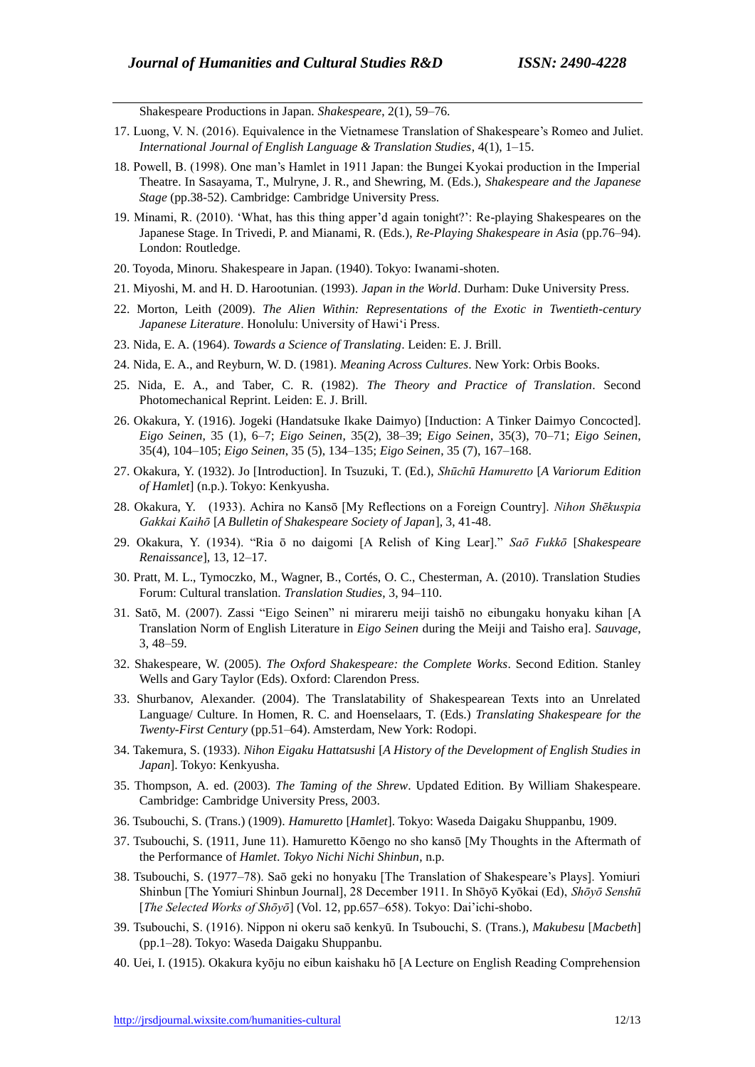Shakespeare Productions in Japan. *Shakespeare*, 2(1), 59–76.

17. Luong, V. N. (2016). Equivalence in the Vietnamese Translation of Shakespeare's Romeo and Juliet. *International Journal of English Language & Translation Studies*, 4(1), 1–15.

18. Powell, B. (1998). One man's Hamlet in 1911 Japan: the Bungei Kyokai production in the Imperial Theatre. In Sasayama, T., Mulryne, J. R., and Shewring, M. (Eds.), *Shakespeare and the Japanese Stage* (pp.38-52). Cambridge: Cambridge University Press.

19. Minami, R. (2010). 'What, has this thing apper'd again tonight?': Re-playing Shakespeares on the Japanese Stage. In Trivedi, P. and Mianami, R. (Eds.), *Re-Playing Shakespeare in Asia* (pp.76–94). London: Routledge.

20. Toyoda, Minoru. Shakespeare in Japan. (1940). Tokyo: Iwanami-shoten.

21. Miyoshi, M. and H. D. Harootunian. (1993). *Japan in the World*. Durham: Duke University Press.

22. Morton, Leith (2009). *The Alien Within: Representations of the Exotic in Twentieth-century Japanese Literature*. Honolulu: University of Hawi'i Press.

23. Nida, E. A. (1964). *Towards a Science of Translating*. Leiden: E. J. Brill.

24. Nida, E. A., and Reyburn, W. D. (1981). *Meaning Across Cultures*. New York: Orbis Books.

25. Nida, E. A., and Taber, C. R. (1982). *The Theory and Practice of Translation*. Second Photomechanical Reprint. Leiden: E. J. Brill.

26. Okakura, Y. (1916). Jogeki (Handatsuke Ikake Daimyo) [Induction: A Tinker Daimyo Concocted]. *Eigo Seinen*, 35 (1), 6–7; *Eigo Seinen*, 35(2), 38–39; *Eigo Seinen*, 35(3), 70–71; *Eigo Seinen*, 35(4), 104–105; *Eigo Seinen*, 35 (5), 134–135; *Eigo Seinen*, 35 (7), 167–168.

27. Okakura, Y. (1932). Jo [Introduction]. In Tsuzuki, T. (Ed.), *Shūchū Hamuretto* [*A Variorum Edition of Hamlet*] (n.p.). Tokyo: Kenkyusha.

28. Okakura, Y. (1933). Achira no Kansō [My Reflections on a Foreign Country]. *Nihon Shēkuspia Gakkai Kaihō* [*A Bulletin of Shakespeare Society of Japan*], 3, 41-48.

29. Okakura, Y. (1934). "Ria ō no daigomi [A Relish of King Lear]." *Saō Fukkō* [*Shakespeare Renaissance*], 13, 12–17.

30. Pratt, M. L., Tymoczko, M., Wagner, B., Cortés, O. C., Chesterman, A. (2010). Translation Studies Forum: Cultural translation. *Translation Studies*, 3, 94–110.

31. Satō, M. (2007). Zassi "Eigo Seinen" ni mirareru meiji taishō no eibungaku honyaku kihan [A Translation Norm of English Literature in *Eigo Seinen* during the Meiji and Taisho era]. *Sauvage*, 3, 48–59.

32. Shakespeare, W. (2005). *The Oxford Shakespeare: the Complete Works*. Second Edition. Stanley Wells and Gary Taylor (Eds). Oxford: Clarendon Press.

33. Shurbanov, Alexander. (2004). The Translatability of Shakespearean Texts into an Unrelated Language/ Culture. In Homen, R. C. and Hoenselaars, T. (Eds.) *Translating Shakespeare for the Twenty-First Century* (pp.51–64). Amsterdam, New York: Rodopi.

34. Takemura, S. (1933). *Nihon Eigaku Hattatsushi* [*A History of the Development of English Studies in Japan*]. Tokyo: Kenkyusha.

35. Thompson, A. ed. (2003). *The Taming of the Shrew*. Updated Edition. By William Shakespeare. Cambridge: Cambridge University Press, 2003.

36. Tsubouchi, S. (Trans.) (1909). *Hamuretto* [*Hamlet*]. Tokyo: Waseda Daigaku Shuppanbu, 1909.

37. Tsubouchi, S. (1911, June 11). Hamuretto Kōengo no sho kansō [My Thoughts in the Aftermath of the Performance of *Hamlet*. *Tokyo Nichi Nichi Shinbun*, n.p.

38. Tsubouchi, S. (1977–78). Saō geki no honyaku [The Translation of Shakespeare's Plays]. Yomiuri Shinbun [The Yomiuri Shinbun Journal], 28 December 1911. In Shōyō Kyōkai (Ed), *Shōyō Senshū* [*The Selected Works of Shōyō*] (Vol. 12, pp.657–658). Tokyo: Dai'ichi-shobo.

39. Tsubouchi, S. (1916). Nippon ni okeru saō kenkyū. In Tsubouchi, S. (Trans.), *Makubesu* [*Macbeth*] (pp.1–28). Tokyo: Waseda Daigaku Shuppanbu.

40. Uei, I. (1915). Okakura kyōju no eibun kaishaku hō [A Lecture on English Reading Comprehension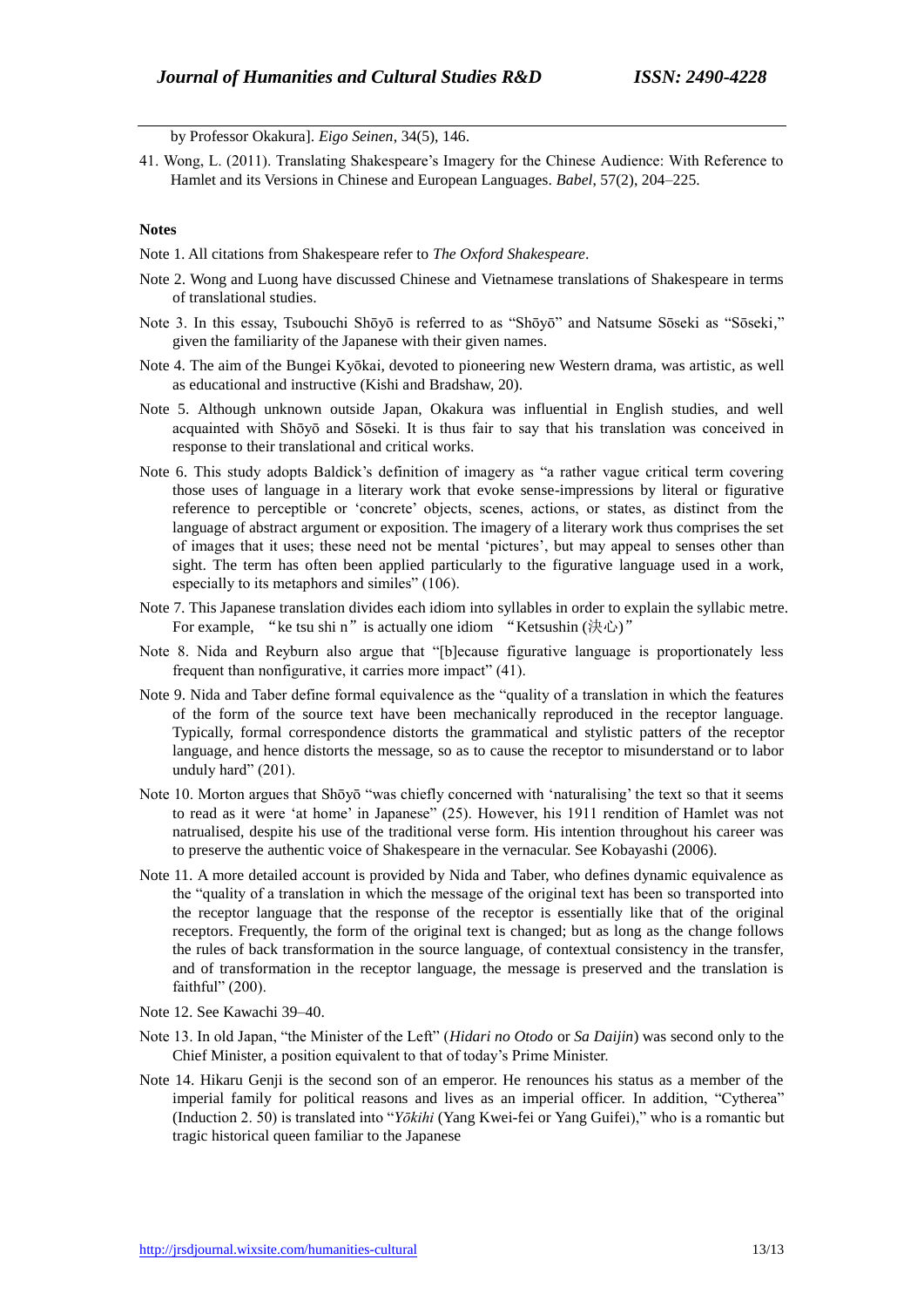by Professor Okakura]. *Eigo Seinen*, 34(5), 146.

41. Wong, L. (2011). Translating Shakespeare's Imagery for the Chinese Audience: With Reference to Hamlet and its Versions in Chinese and European Languages. *Babel*, 57(2), 204–225.

**Notes**

Note 1. All citations from Shakespeare refer to *The Oxford Shakespeare*.

Note 2. Wong and Luong have discussed Chinese and Vietnamese translations of Shakespeare in terms of translational studies.

Note 3. In this essay, Tsubouchi Shōyō is referred to as "Shōyō" and Natsume Sōseki as "Sōseki," given the familiarity of the Japanese with their given names.

Note 4. The aim of the Bungei Kyōkai, devoted to pioneering new Western drama, was artistic, as well as educational and instructive (Kishi and Bradshaw, 20).

Note 5. Although unknown outside Japan, Okakura was influential in English studies, and well acquainted with Shōyō and Sōseki. It is thus fair to say that his translation was conceived in response to their translational and critical works.

Note 6. This study adopts Baldick's definition of imagery as "a rather vague critical term covering those uses of language in a literary work that evoke sense-impressions by literal or figurative reference to perceptible or 'concrete' objects, scenes, actions, or states, as distinct from the language of abstract argument or exposition. The imagery of a literary work thus comprises the set of images that it uses; these need not be mental 'pictures', but may appeal to senses other than sight. The term has often been applied particularly to the figurative language used in a work, especially to its metaphors and similes" (106).

Note 7. This Japanese translation divides each idiom into syllables in order to explain the syllabic metre. For example, "ke tsu shi n" is actually one idiom "Ketsushin (決心)"

Note 8. Nida and Reyburn also argue that "[b]ecause figurative language is proportionately less frequent than nonfigurative, it carries more impact" (41).

Note 9. Nida and Taber define formal equivalence as the "quality of a translation in which the features of the form of the source text have been mechanically reproduced in the receptor language. Typically, formal correspondence distorts the grammatical and stylistic patters of the receptor language, and hence distorts the message, so as to cause the receptor to misunderstand or to labor unduly hard" (201).

Note 10. Morton argues that Shōyō "was chiefly concerned with 'naturalising' the text so that it seems to read as it were 'at home' in Japanese" (25). However, his 1911 rendition of Hamlet was not natrualised, despite his use of the traditional verse form. His intention throughout his career was to preserve the authentic voice of Shakespeare in the vernacular. See Kobayashi (2006).

Note 11. A more detailed account is provided by Nida and Taber, who defines dynamic equivalence as the "quality of a translation in which the message of the original text has been so transported into the receptor language that the response of the receptor is essentially like that of the original receptors. Frequently, the form of the original text is changed; but as long as the change follows the rules of back transformation in the source language, of contextual consistency in the transfer, and of transformation in the receptor language, the message is preserved and the translation is faithful" (200).

Note 12. See Kawachi 39–40.

Note 13. In old Japan, "the Minister of the Left" (*Hidari no Otodo* or *Sa Daijin*) was second only to the Chief Minister, a position equivalent to that of today's Prime Minister.

Note 14. Hikaru Genji is the second son of an emperor. He renounces his status as a member of the imperial family for political reasons and lives as an imperial officer. In addition, "Cytherea" (Induction 2. 50) is translated into "*Yōkihi* (Yang Kwei-fei or Yang Guifei)," who is a romantic but tragic historical queen familiar to the Japanese